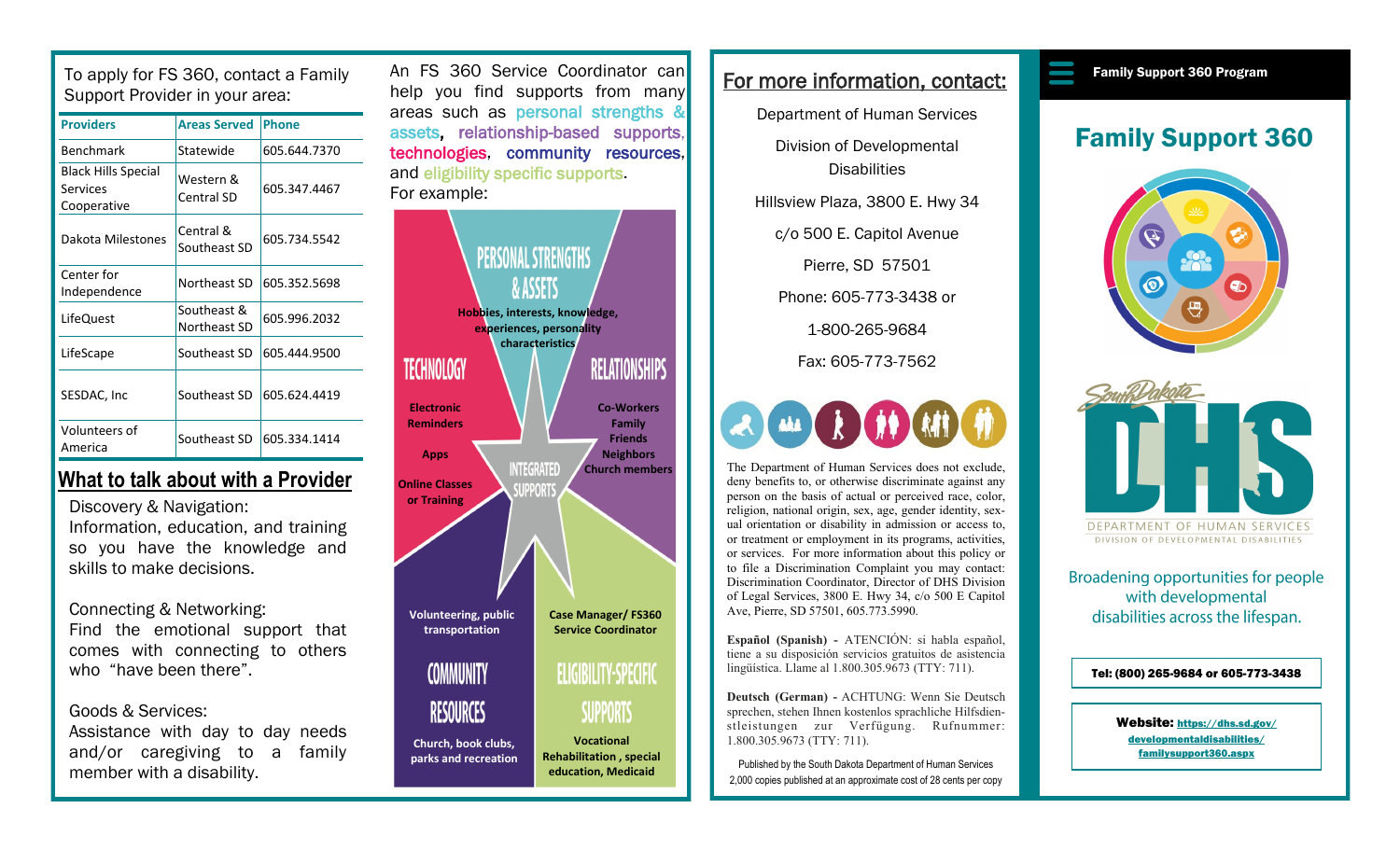To apply for FS 360, contact a Family Support Provider in your area:

| Providers | Areas Served | Phone |
|---|---|---|
| Benchmark | Statewide | 605.644.7370 |
| Black Hills Special Services Cooperative | Western & Central SD | 605.347.4467 |
| Dakota Milestones | Central & Southeast SD | 605.734.5542 |
| Center for Independence | Northeast SD | 605.352.5698 |
| LifeQuest | Southeast & Northeast SD | 605.996.2032 |
| LifeScape | Southeast SD | 605.444.9500 |
| SESDAC, Inc | Southeast SD | 605.624.4419 |
| Volunteers of America | Southeast SD | 605.334.1414 |

## What to talk about with a Provider

Discovery & Navigation:
Information, education, and training so you have the knowledge and skills to make decisions.

Connecting & Networking:
Find the emotional support that comes with connecting to others who "have been there".

Goods & Services:
Assistance with day to day needs and/or caregiving to a family member with a disability.

An FS 360 Service Coordinator can help you find supports from many areas such as personal strengths & assets, relationship-based supports, technologies, community resources, and eligibility specific supports.
For example:

**PERSONAL STRENGTHS & ASSETS**
Hobbies, interests, knowledge, experiences, personality characteristics

**TECHNOLOGY**
Electronic Reminders
Apps
Online Classes or Training

**RELATIONSHIPS**
Co-Workers
Family
Friends
Neighbors
Church members

**INTEGRATED SUPPORTS**

**COMMUNITY RESOURCES**
Volunteering, public transportation
Church, book clubs, parks and recreation

**ELIGIBILITY-SPECIFIC SUPPORTS**
Case Manager/ FS360 Service Coordinator
Vocational Rehabilitation , special education, Medicaid

## For more information, contact:

Department of Human Services

Division of Developmental Disabilities

Hillsview Plaza, 3800 E. Hwy 34

c/o 500 E. Capitol Avenue

Pierre, SD 57501

Phone: 605-773-3438 or

1-800-265-9684

Fax: 605-773-7562

The Department of Human Services does not exclude, deny benefits to, or otherwise discriminate against any person on the basis of actual or perceived race, color, religion, national origin, sex, age, gender identity, sexual orientation or disability in admission or access to, or treatment or employment in its programs, activities, or services. For more information about this policy or to file a Discrimination Complaint you may contact: Discrimination Coordinator, Director of DHS Division of Legal Services, 3800 E. Hwy 34, c/o 500 E Capitol Ave, Pierre, SD 57501, 605.773.5990.

**Español (Spanish) -** ATENCIÓN: si habla español, tiene a su disposición servicios gratuitos de asistencia lingüística. Llame al 1.800.305.9673 (TTY: 711).

**Deutsch (German) -** ACHTUNG: Wenn Sie Deutsch sprechen, stehen Ihnen kostenlos sprachliche Hilfsdienstleistungen zur Verfügung. Rufnummer: 1.800.305.9673 (TTY: 711).

Published by the South Dakota Department of Human Services
2,000 copies published at an approximate cost of 28 cents per copy

**Family Support 360 Program**

# Family Support 360

South Dakota DHS
DEPARTMENT OF HUMAN SERVICES
DIVISION OF DEVELOPMENTAL DISABILITIES

Broadening opportunities for people with developmental disabilities across the lifespan.

**Tel: (800) 265-9684 or 605-773-3438**

**Website: https://dhs.sd.gov/developmentaldisabilities/familysupport360.aspx**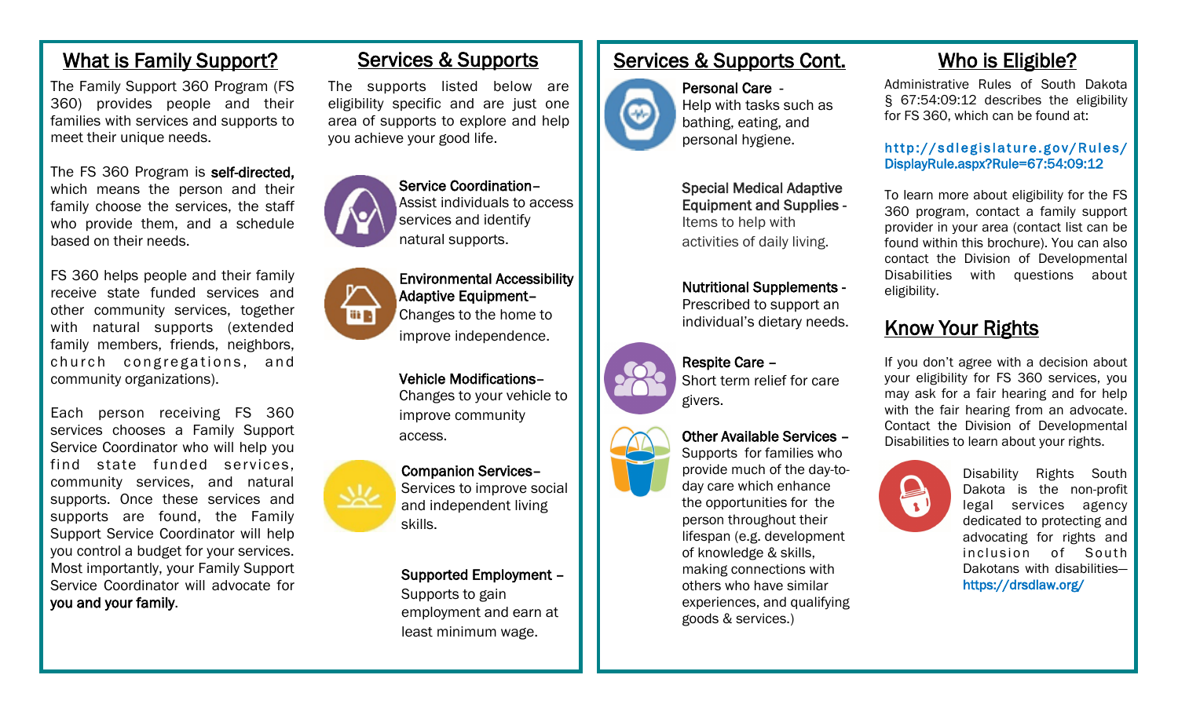## What is Family Support?

The Family Support 360 Program (FS 360) provides people and their families with services and supports to meet their unique needs.

The FS 360 Program is **self-directed,** which means the person and their family choose the services, the staff who provide them, and a schedule based on their needs.

FS 360 helps people and their family receive state funded services and other community services, together with natural supports (extended family members, friends, neighbors, church congregations, and community organizations).

Each person receiving FS 360 services chooses a Family Support Service Coordinator who will help you find state funded services, community services, and natural supports. Once these services and supports are found, the Family Support Service Coordinator will help you control a budget for your services. Most importantly, your Family Support Service Coordinator will advocate for **you and your family**.

## Services & Supports

The supports listed below are eligibility specific and are just one area of supports to explore and help you achieve your good life.

**Service Coordination–** Assist individuals to access services and identify natural supports.

**Environmental Accessibility Adaptive Equipment–** Changes to the home to improve independence.

**Vehicle Modifications–** Changes to your vehicle to improve community access.

**Companion Services–** Services to improve social and independent living skills.

**Supported Employment –** Supports to gain employment and earn at least minimum wage.

## Services & Supports Cont.

**Personal Care** - Help with tasks such as bathing, eating, and personal hygiene.

**Special Medical Adaptive Equipment and Supplies -** Items to help with activities of daily living.

**Nutritional Supplements -** Prescribed to support an individual's dietary needs.

**Respite Care –** Short term relief for care givers.

**Other Available Services –** Supports for families who provide much of the day-to-day care which enhance the opportunities for the person throughout their lifespan (e.g. development of knowledge & skills, making connections with others who have similar experiences, and qualifying goods & services.)

## Who is Eligible?

Administrative Rules of South Dakota § 67:54:09:12 describes the eligibility for FS 360, which can be found at:

http://sdlegislature.gov/Rules/DisplayRule.aspx?Rule=67:54:09:12

To learn more about eligibility for the FS 360 program, contact a family support provider in your area (contact list can be found within this brochure). You can also contact the Division of Developmental Disabilities with questions about eligibility.

## Know Your Rights

If you don't agree with a decision about your eligibility for FS 360 services, you may ask for a fair hearing and for help with the fair hearing from an advocate. Contact the Division of Developmental Disabilities to learn about your rights.

Disability Rights South Dakota is the non-profit legal services agency dedicated to protecting and advocating for rights and inclusion of South Dakotans with disabilities— https://drsdlaw.org/